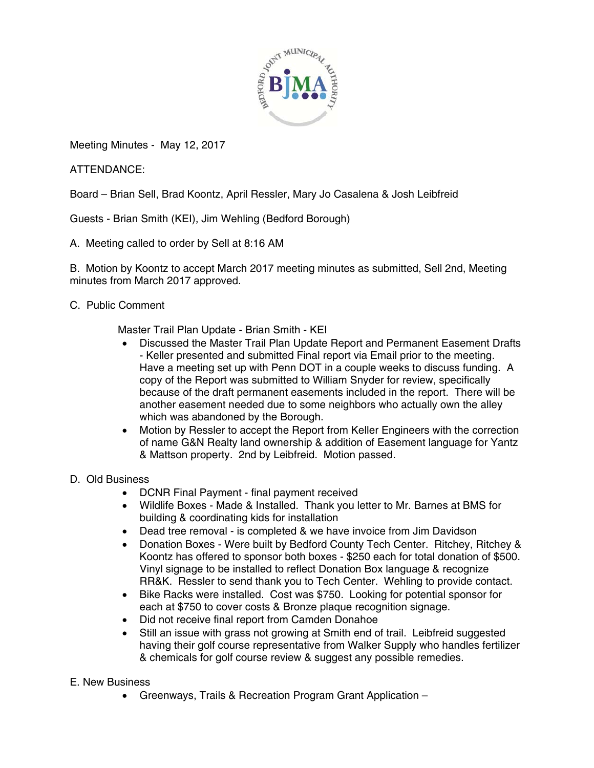Meeting Minutes - May 12, 2017

ATTENDANCE:

Board – Brian Sell, Brad Koontz, April Ressler, Mary Jo Casalena & Josh Leibfreid

Guests - Brian Smith (KEI), Jim Wehling (Bedford Borough)

A. Meeting called to order by Sell at 8:16 AM

B. Motion by Koontz to accept March 2017 meeting minutes as submitted, Sell 2nd, Meeting minutes from March 2017 approved.

C. Public Comment

Master Trail Plan Update - Brian Smith - KEI

- Discussed the Master Trail Plan Update Report and Permanent Easement Drafts - Keller presented and submitted Final report via Email prior to the meeting. Have a meeting set up with Penn DOT in a couple weeks to discuss funding. A copy of the Report was submitted to William Snyder for review, specifically because of the draft permanent easements included in the report. There will be another easement needed due to some neighbors who actually own the alley which was abandoned by the Borough.
- Motion by Ressler to accept the Report from Keller Engineers with the correction of name G&N Realty land ownership & addition of Easement language for Yantz & Mattson property. 2nd by Leibfreid. Motion passed.

D. Old Business

- DCNR Final Payment - final payment received
- Wildlife Boxes - Made & Installed. Thank you letter to Mr. Barnes at BMS for building & coordinating kids for installation
- Dead tree removal - is completed & we have invoice from Jim Davidson
- Donation Boxes - Were built by Bedford County Tech Center. Ritchey, Ritchey & Koontz has offered to sponsor both boxes - $250 each for total donation of $500. Vinyl signage to be installed to reflect Donation Box language & recognize RR&K. Ressler to send thank you to Tech Center. Wehling to provide contact.
- Bike Racks were installed. Cost was $750. Looking for potential sponsor for each at $750 to cover costs & Bronze plaque recognition signage.
- Did not receive final report from Camden Donahoe
- Still an issue with grass not growing at Smith end of trail. Leibfreid suggested having their golf course representative from Walker Supply who handles fertilizer & chemicals for golf course review & suggest any possible remedies.

E. New Business

- Greenways, Trails & Recreation Program Grant Application –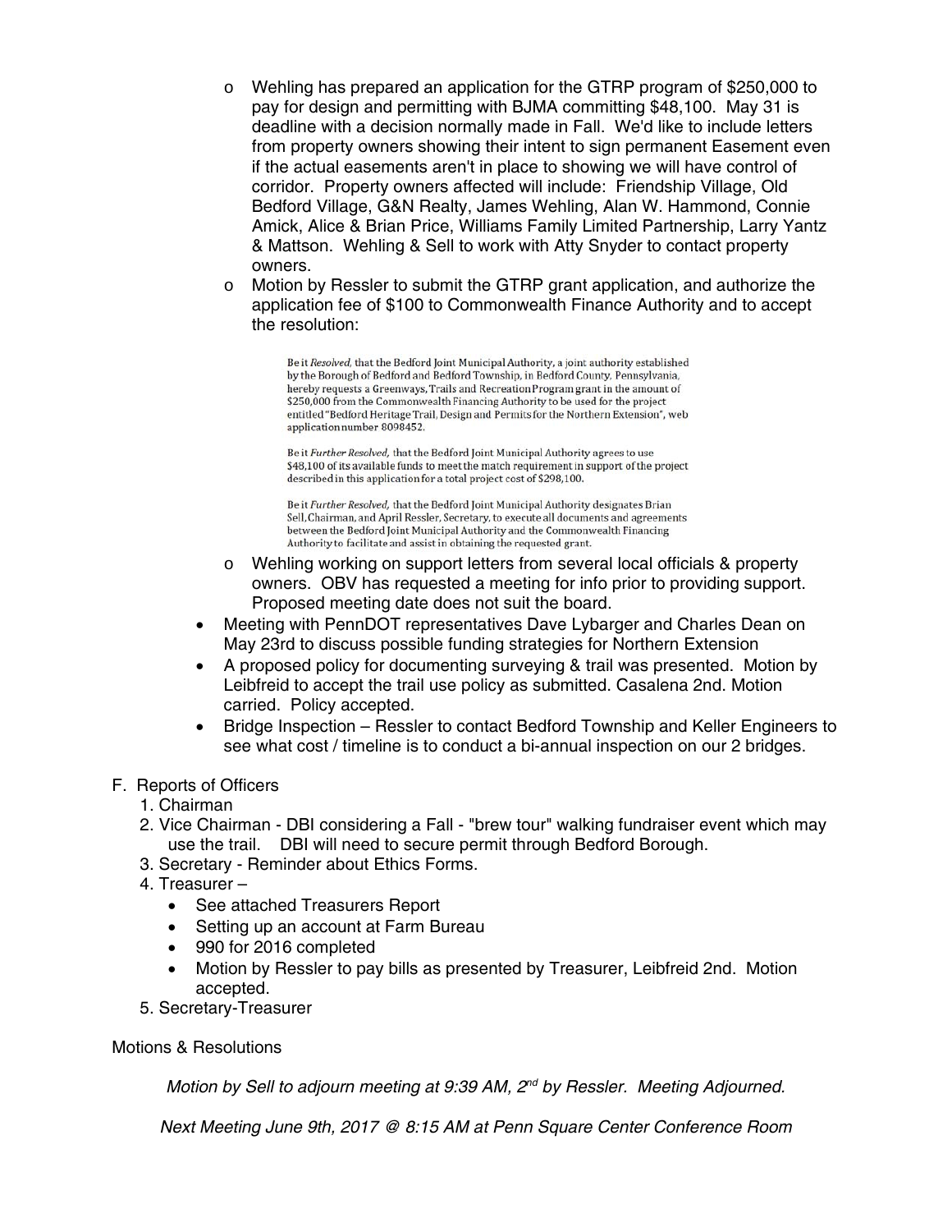- Wehling has prepared an application for the GTRP program of $250,000 to pay for design and permitting with BJMA committing $48,100. May 31 is deadline with a decision normally made in Fall. We'd like to include letters from property owners showing their intent to sign permanent Easement even if the actual easements aren't in place to showing we will have control of corridor. Property owners affected will include: Friendship Village, Old Bedford Village, G&N Realty, James Wehling, Alan W. Hammond, Connie Amick, Alice & Brian Price, Williams Family Limited Partnership, Larry Yantz & Mattson. Wehling & Sell to work with Atty Snyder to contact property owners.
- Motion by Ressler to submit the GTRP grant application, and authorize the application fee of $100 to Commonwealth Finance Authority and to accept the resolution:

  > Be it *Resolved*, that the Bedford Joint Municipal Authority, a joint authority established by the Borough of Bedford and Bedford Township, in Bedford County, Pennsylvania, hereby requests a Greenways, Trails and Recreation Program grant in the amount of $250,000 from the Commonwealth Financing Authority to be used for the project entitled "Bedford Heritage Trail, Design and Permits for the Northern Extension", web application number 8098452.
  >
  > Be it *Further Resolved*, that the Bedford Joint Municipal Authority agrees to use $48,100 of its available funds to meet the match requirement in support of the project described in this application for a total project cost of $298,100.
  >
  > Be it *Further Resolved*, that the Bedford Joint Municipal Authority designates Brian Sell, Chairman, and April Ressler, Secretary, to execute all documents and agreements between the Bedford Joint Municipal Authority and the Commonwealth Financing Authority to facilitate and assist in obtaining the requested grant.

- Wehling working on support letters from several local officials & property owners. OBV has requested a meeting for info prior to providing support. Proposed meeting date does not suit the board.

- Meeting with PennDOT representatives Dave Lybarger and Charles Dean on May 23rd to discuss possible funding strategies for Northern Extension
- A proposed policy for documenting surveying & trail was presented. Motion by Leibfreid to accept the trail use policy as submitted. Casalena 2nd. Motion carried. Policy accepted.
- Bridge Inspection – Ressler to contact Bedford Township and Keller Engineers to see what cost / timeline is to conduct a bi-annual inspection on our 2 bridges.

F. Reports of Officers

1. Chairman
2. Vice Chairman - DBI considering a Fall - "brew tour" walking fundraiser event which may use the trail. DBI will need to secure permit through Bedford Borough.
3. Secretary - Reminder about Ethics Forms.
4. Treasurer –
   - See attached Treasurers Report
   - Setting up an account at Farm Bureau
   - 990 for 2016 completed
   - Motion by Ressler to pay bills as presented by Treasurer, Leibfreid 2nd. Motion accepted.
5. Secretary-Treasurer

Motions & Resolutions

*Motion by Sell to adjourn meeting at 9:39 AM, 2nd by Ressler. Meeting Adjourned.*

*Next Meeting June 9th, 2017 @ 8:15 AM at Penn Square Center Conference Room*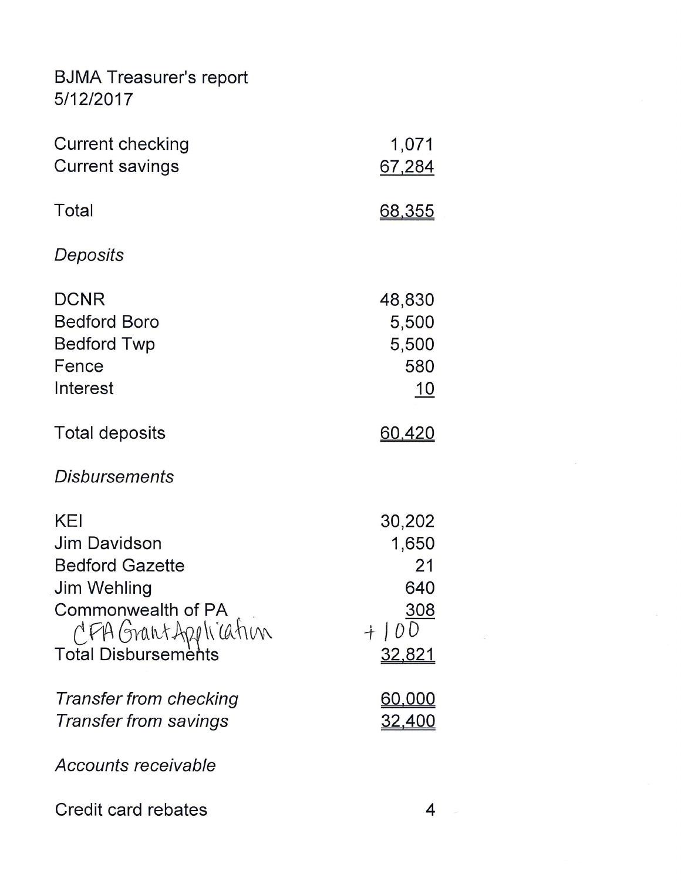BJMA Treasurer's report
5/12/2017

| | |
|---|---:|
| Current checking | 1,071 |
| Current savings | 67,284 |
| | |
| Total | 68,355 |

*Deposits*

| | |
|---|---:|
| DCNR | 48,830 |
| Bedford Boro | 5,500 |
| Bedford Twp | 5,500 |
| Fence | 580 |
| Interest | 10 |
| | |
| Total deposits | 60,420 |

*Disbursements*

| | |
|---|---:|
| KEI | 30,202 |
| Jim Davidson | 1,650 |
| Bedford Gazette | 21 |
| Jim Wehling | 640 |
| Commonwealth of PA | 308 |
| CFA Grant Application | + 100 |
| Total Disbursements | 32,821 |

| | |
|---|---:|
| *Transfer from checking* | 60,000 |
| *Transfer from savings* | 32,400 |

*Accounts receivable*

| | |
|---|---:|
| Credit card rebates | 4 |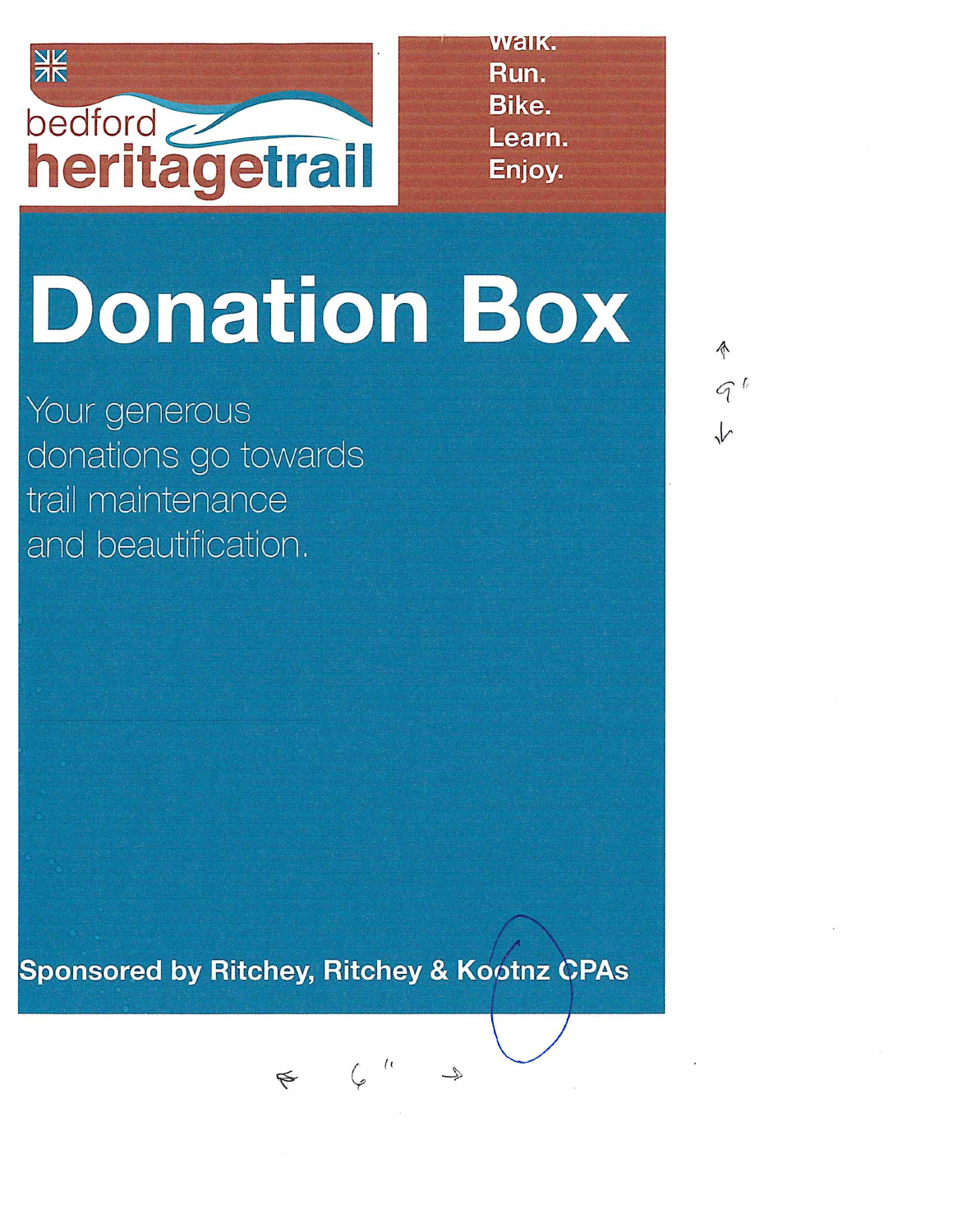bedford
heritagetrail

Walk.
Run.
Bike.
Learn.
Enjoy.

# Donation Box

Your generous donations go towards trail maintenance and beautification.

**Sponsored by Ritchey, Ritchey & Kootnz CPAs**

↑ 9" ↓

← 6" →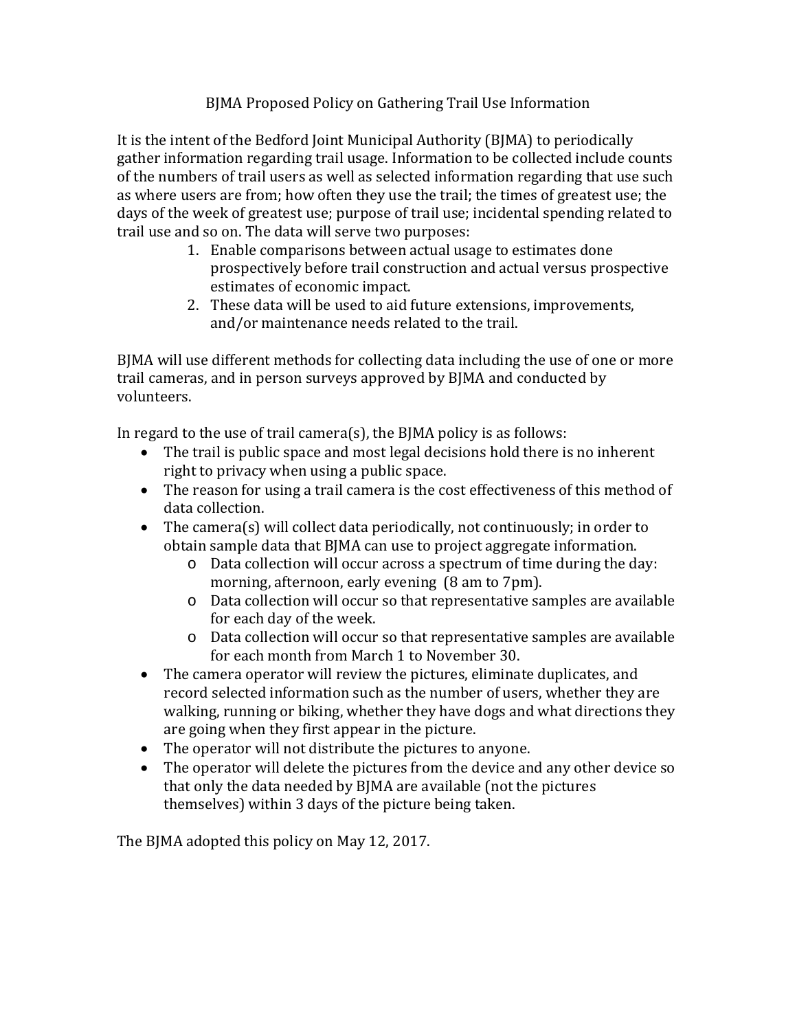# BJMA Proposed Policy on Gathering Trail Use Information

It is the intent of the Bedford Joint Municipal Authority (BJMA) to periodically gather information regarding trail usage. Information to be collected include counts of the numbers of trail users as well as selected information regarding that use such as where users are from; how often they use the trail; the times of greatest use; the days of the week of greatest use; purpose of trail use; incidental spending related to trail use and so on. The data will serve two purposes:

1. Enable comparisons between actual usage to estimates done prospectively before trail construction and actual versus prospective estimates of economic impact.
2. These data will be used to aid future extensions, improvements, and/or maintenance needs related to the trail.

BJMA will use different methods for collecting data including the use of one or more trail cameras, and in person surveys approved by BJMA and conducted by volunteers.

In regard to the use of trail camera(s), the BJMA policy is as follows:

- The trail is public space and most legal decisions hold there is no inherent right to privacy when using a public space.
- The reason for using a trail camera is the cost effectiveness of this method of data collection.
- The camera(s) will collect data periodically, not continuously; in order to obtain sample data that BJMA can use to project aggregate information.
  - Data collection will occur across a spectrum of time during the day: morning, afternoon, early evening (8 am to 7pm).
  - Data collection will occur so that representative samples are available for each day of the week.
  - Data collection will occur so that representative samples are available for each month from March 1 to November 30.
- The camera operator will review the pictures, eliminate duplicates, and record selected information such as the number of users, whether they are walking, running or biking, whether they have dogs and what directions they are going when they first appear in the picture.
- The operator will not distribute the pictures to anyone.
- The operator will delete the pictures from the device and any other device so that only the data needed by BJMA are available (not the pictures themselves) within 3 days of the picture being taken.

The BJMA adopted this policy on May 12, 2017.